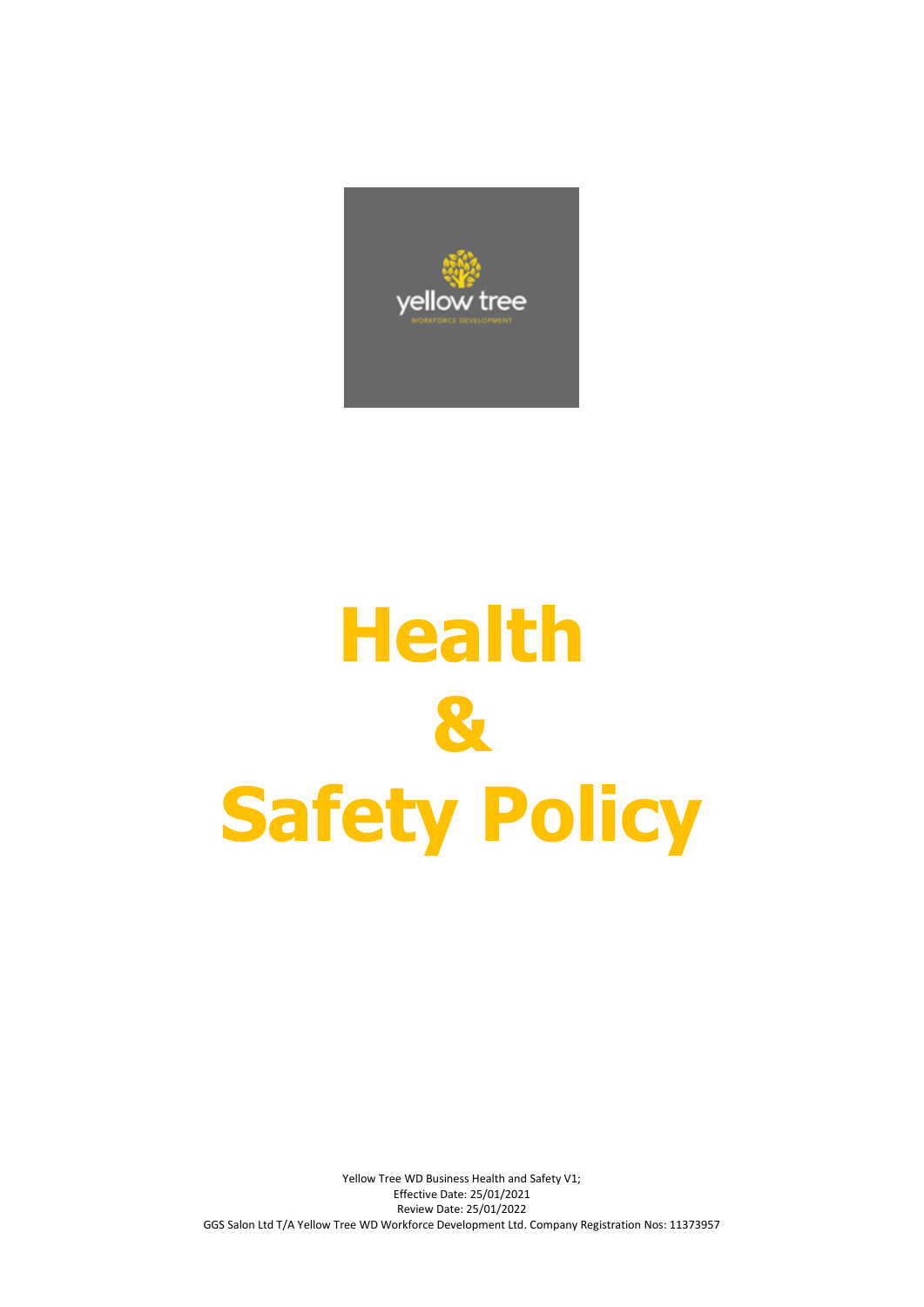# Health & Safety Policy

Yellow Tree WD Business Health and Safety V1;
Effective Date: 25/01/2021
Review Date: 25/01/2022
GGS Salon Ltd T/A Yellow Tree WD Workforce Development Ltd. Company Registration Nos: 11373957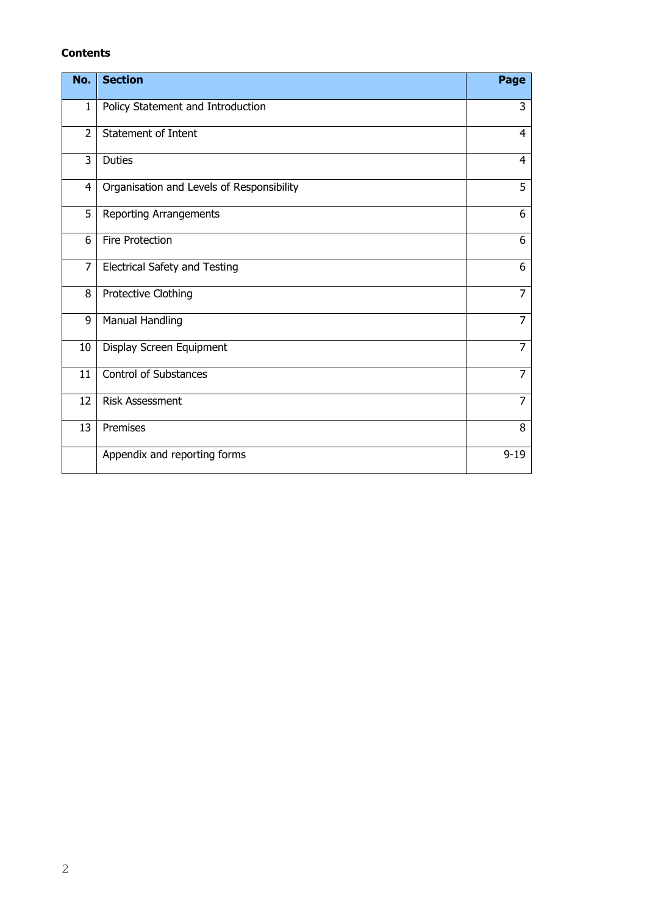**Contents**

| No. | Section | Page |
|---|---|---|
| 1 | Policy Statement and Introduction | 3 |
| 2 | Statement of Intent | 4 |
| 3 | Duties | 4 |
| 4 | Organisation and Levels of Responsibility | 5 |
| 5 | Reporting Arrangements | 6 |
| 6 | Fire Protection | 6 |
| 7 | Electrical Safety and Testing | 6 |
| 8 | Protective Clothing | 7 |
| 9 | Manual Handling | 7 |
| 10 | Display Screen Equipment | 7 |
| 11 | Control of Substances | 7 |
| 12 | Risk Assessment | 7 |
| 13 | Premises | 8 |
|  | Appendix and reporting forms | 9-19 |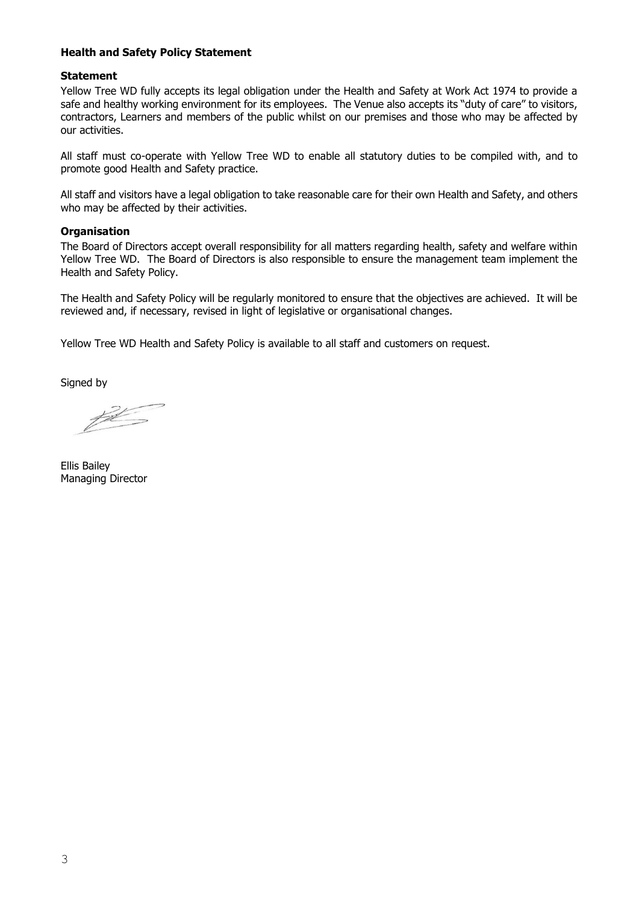**Health and Safety Policy Statement**

**Statement**

Yellow Tree WD fully accepts its legal obligation under the Health and Safety at Work Act 1974 to provide a safe and healthy working environment for its employees. The Venue also accepts its "duty of care" to visitors, contractors, Learners and members of the public whilst on our premises and those who may be affected by our activities.

All staff must co-operate with Yellow Tree WD to enable all statutory duties to be compiled with, and to promote good Health and Safety practice.

All staff and visitors have a legal obligation to take reasonable care for their own Health and Safety, and others who may be affected by their activities.

**Organisation**

The Board of Directors accept overall responsibility for all matters regarding health, safety and welfare within Yellow Tree WD. The Board of Directors is also responsible to ensure the management team implement the Health and Safety Policy.

The Health and Safety Policy will be regularly monitored to ensure that the objectives are achieved. It will be reviewed and, if necessary, revised in light of legislative or organisational changes.

Yellow Tree WD Health and Safety Policy is available to all staff and customers on request.

Signed by

Ellis Bailey
Managing Director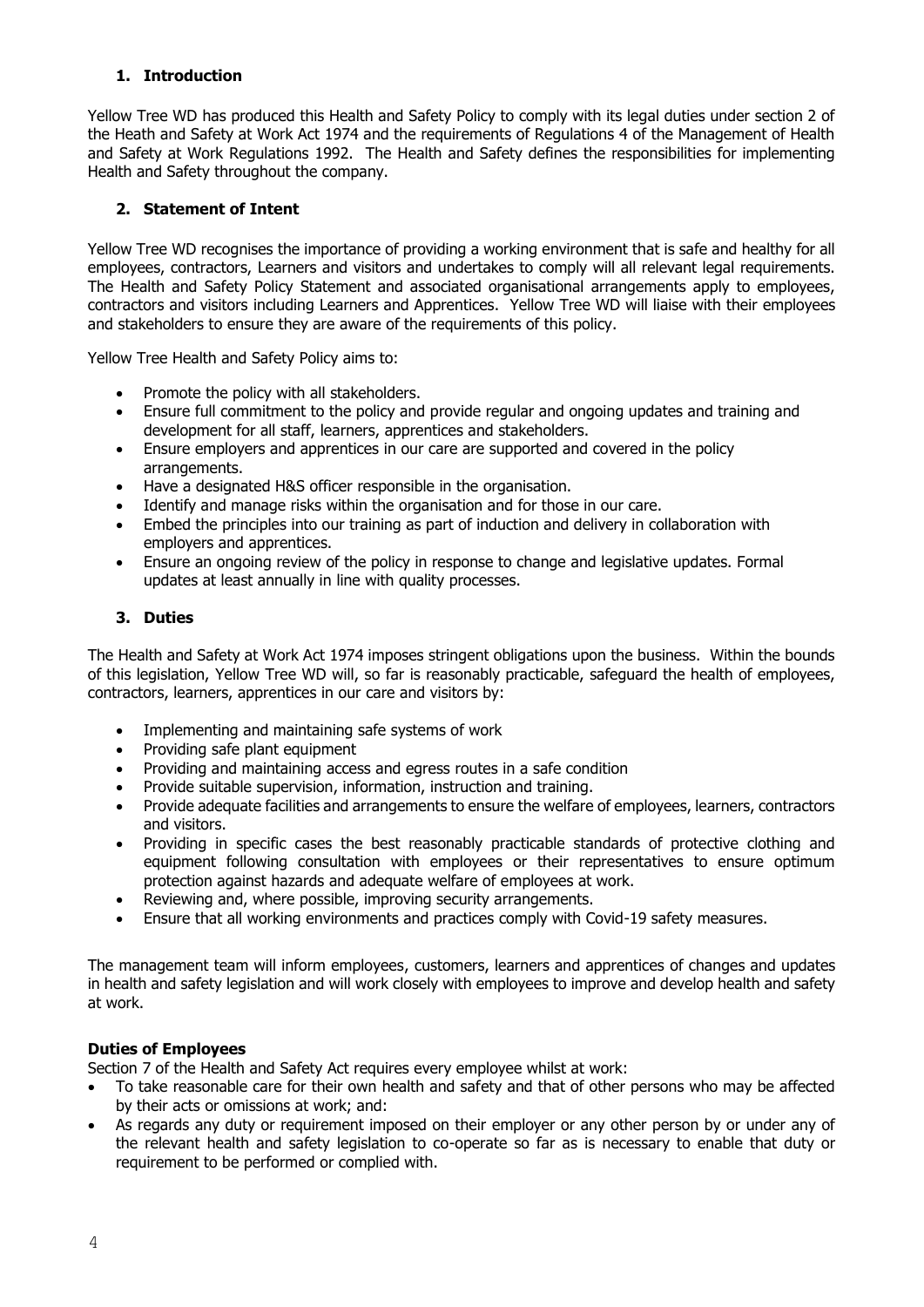## 1. Introduction

Yellow Tree WD has produced this Health and Safety Policy to comply with its legal duties under section 2 of the Heath and Safety at Work Act 1974 and the requirements of Regulations 4 of the Management of Health and Safety at Work Regulations 1992. The Health and Safety defines the responsibilities for implementing Health and Safety throughout the company.

## 2. Statement of Intent

Yellow Tree WD recognises the importance of providing a working environment that is safe and healthy for all employees, contractors, Learners and visitors and undertakes to comply will all relevant legal requirements. The Health and Safety Policy Statement and associated organisational arrangements apply to employees, contractors and visitors including Learners and Apprentices. Yellow Tree WD will liaise with their employees and stakeholders to ensure they are aware of the requirements of this policy.

Yellow Tree Health and Safety Policy aims to:

- Promote the policy with all stakeholders.
- Ensure full commitment to the policy and provide regular and ongoing updates and training and development for all staff, learners, apprentices and stakeholders.
- Ensure employers and apprentices in our care are supported and covered in the policy arrangements.
- Have a designated H&S officer responsible in the organisation.
- Identify and manage risks within the organisation and for those in our care.
- Embed the principles into our training as part of induction and delivery in collaboration with employers and apprentices.
- Ensure an ongoing review of the policy in response to change and legislative updates. Formal updates at least annually in line with quality processes.

## 3. Duties

The Health and Safety at Work Act 1974 imposes stringent obligations upon the business. Within the bounds of this legislation, Yellow Tree WD will, so far is reasonably practicable, safeguard the health of employees, contractors, learners, apprentices in our care and visitors by:

- Implementing and maintaining safe systems of work
- Providing safe plant equipment
- Providing and maintaining access and egress routes in a safe condition
- Provide suitable supervision, information, instruction and training.
- Provide adequate facilities and arrangements to ensure the welfare of employees, learners, contractors and visitors.
- Providing in specific cases the best reasonably practicable standards of protective clothing and equipment following consultation with employees or their representatives to ensure optimum protection against hazards and adequate welfare of employees at work.
- Reviewing and, where possible, improving security arrangements.
- Ensure that all working environments and practices comply with Covid-19 safety measures.

The management team will inform employees, customers, learners and apprentices of changes and updates in health and safety legislation and will work closely with employees to improve and develop health and safety at work.

**Duties of Employees**

Section 7 of the Health and Safety Act requires every employee whilst at work:

- To take reasonable care for their own health and safety and that of other persons who may be affected by their acts or omissions at work; and:
- As regards any duty or requirement imposed on their employer or any other person by or under any of the relevant health and safety legislation to co-operate so far as is necessary to enable that duty or requirement to be performed or complied with.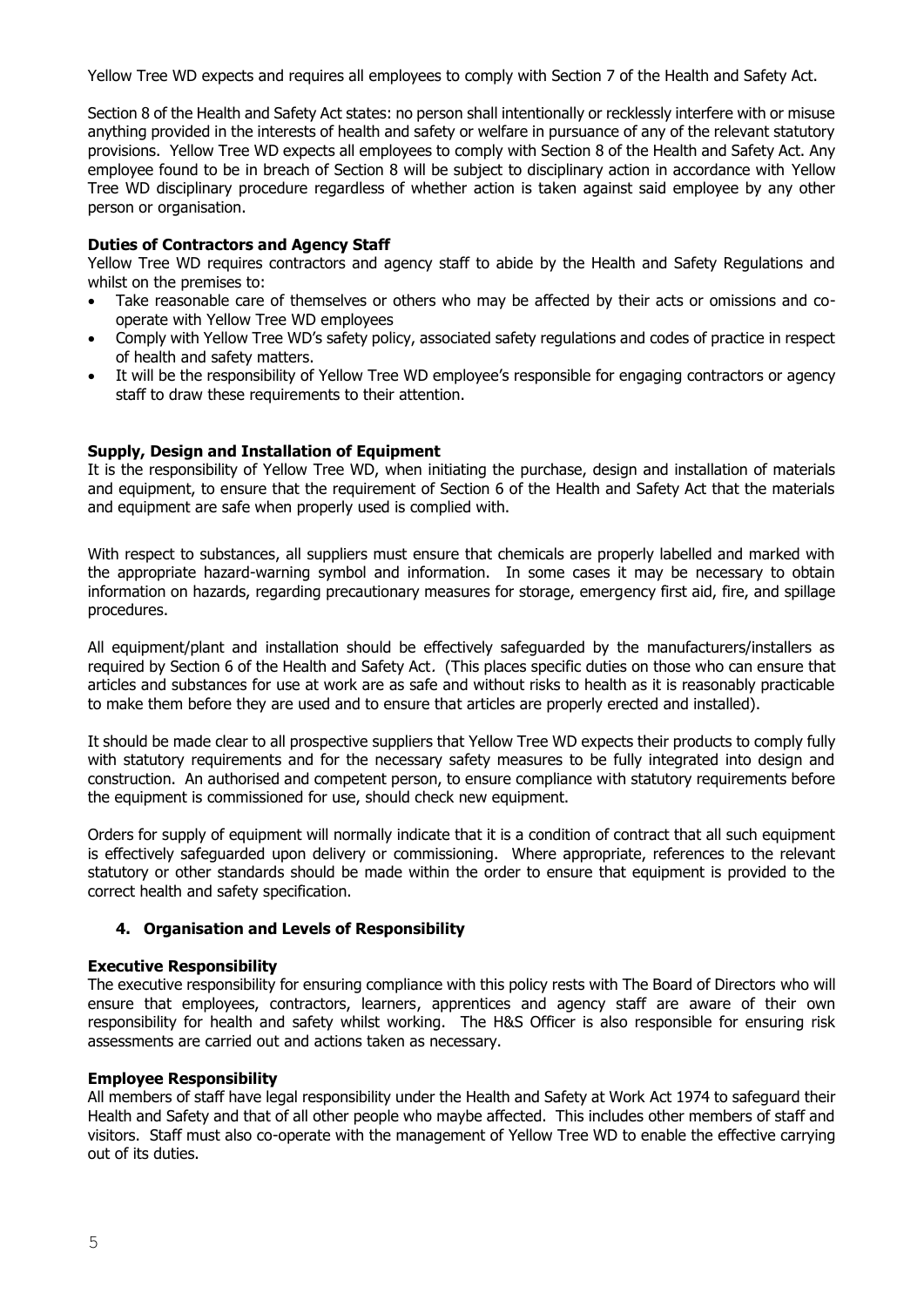Yellow Tree WD expects and requires all employees to comply with Section 7 of the Health and Safety Act.

Section 8 of the Health and Safety Act states: no person shall intentionally or recklessly interfere with or misuse anything provided in the interests of health and safety or welfare in pursuance of any of the relevant statutory provisions. Yellow Tree WD expects all employees to comply with Section 8 of the Health and Safety Act. Any employee found to be in breach of Section 8 will be subject to disciplinary action in accordance with Yellow Tree WD disciplinary procedure regardless of whether action is taken against said employee by any other person or organisation.

**Duties of Contractors and Agency Staff**

Yellow Tree WD requires contractors and agency staff to abide by the Health and Safety Regulations and whilst on the premises to:

- Take reasonable care of themselves or others who may be affected by their acts or omissions and co-operate with Yellow Tree WD employees
- Comply with Yellow Tree WD's safety policy, associated safety regulations and codes of practice in respect of health and safety matters.
- It will be the responsibility of Yellow Tree WD employee's responsible for engaging contractors or agency staff to draw these requirements to their attention.

**Supply, Design and Installation of Equipment**

It is the responsibility of Yellow Tree WD, when initiating the purchase, design and installation of materials and equipment, to ensure that the requirement of Section 6 of the Health and Safety Act that the materials and equipment are safe when properly used is complied with.

With respect to substances, all suppliers must ensure that chemicals are properly labelled and marked with the appropriate hazard-warning symbol and information. In some cases it may be necessary to obtain information on hazards, regarding precautionary measures for storage, emergency first aid, fire, and spillage procedures.

All equipment/plant and installation should be effectively safeguarded by the manufacturers/installers as required by Section 6 of the Health and Safety Act. (This places specific duties on those who can ensure that articles and substances for use at work are as safe and without risks to health as it is reasonably practicable to make them before they are used and to ensure that articles are properly erected and installed).

It should be made clear to all prospective suppliers that Yellow Tree WD expects their products to comply fully with statutory requirements and for the necessary safety measures to be fully integrated into design and construction. An authorised and competent person, to ensure compliance with statutory requirements before the equipment is commissioned for use, should check new equipment.

Orders for supply of equipment will normally indicate that it is a condition of contract that all such equipment is effectively safeguarded upon delivery or commissioning. Where appropriate, references to the relevant statutory or other standards should be made within the order to ensure that equipment is provided to the correct health and safety specification.

## 4. Organisation and Levels of Responsibility

**Executive Responsibility**

The executive responsibility for ensuring compliance with this policy rests with The Board of Directors who will ensure that employees, contractors, learners, apprentices and agency staff are aware of their own responsibility for health and safety whilst working. The H&S Officer is also responsible for ensuring risk assessments are carried out and actions taken as necessary.

**Employee Responsibility**

All members of staff have legal responsibility under the Health and Safety at Work Act 1974 to safeguard their Health and Safety and that of all other people who maybe affected. This includes other members of staff and visitors. Staff must also co-operate with the management of Yellow Tree WD to enable the effective carrying out of its duties.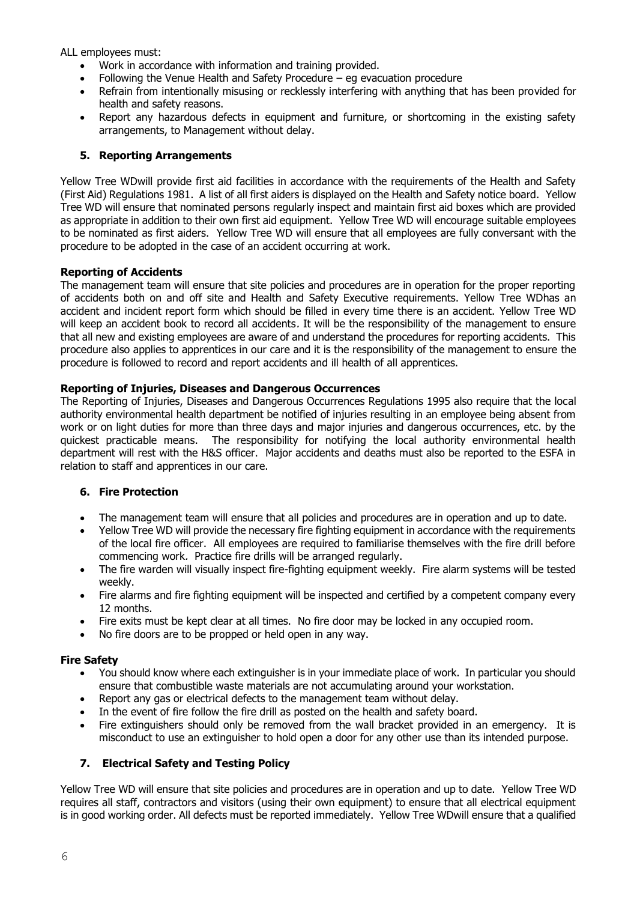ALL employees must:

- Work in accordance with information and training provided.
- Following the Venue Health and Safety Procedure – eg evacuation procedure
- Refrain from intentionally misusing or recklessly interfering with anything that has been provided for health and safety reasons.
- Report any hazardous defects in equipment and furniture, or shortcoming in the existing safety arrangements, to Management without delay.

## 5. Reporting Arrangements

Yellow Tree WDwill provide first aid facilities in accordance with the requirements of the Health and Safety (First Aid) Regulations 1981. A list of all first aiders is displayed on the Health and Safety notice board. Yellow Tree WD will ensure that nominated persons regularly inspect and maintain first aid boxes which are provided as appropriate in addition to their own first aid equipment. Yellow Tree WD will encourage suitable employees to be nominated as first aiders. Yellow Tree WD will ensure that all employees are fully conversant with the procedure to be adopted in the case of an accident occurring at work.

### Reporting of Accidents

The management team will ensure that site policies and procedures are in operation for the proper reporting of accidents both on and off site and Health and Safety Executive requirements. Yellow Tree WDhas an accident and incident report form which should be filled in every time there is an accident. Yellow Tree WD will keep an accident book to record all accidents*.* It will be the responsibility of the management to ensure that all new and existing employees are aware of and understand the procedures for reporting accidents. This procedure also applies to apprentices in our care and it is the responsibility of the management to ensure the procedure is followed to record and report accidents and ill health of all apprentices.

### Reporting of Injuries, Diseases and Dangerous Occurrences

The Reporting of Injuries, Diseases and Dangerous Occurrences Regulations 1995 also require that the local authority environmental health department be notified of injuries resulting in an employee being absent from work or on light duties for more than three days and major injuries and dangerous occurrences, etc. by the quickest practicable means. The responsibility for notifying the local authority environmental health department will rest with the H&S officer. Major accidents and deaths must also be reported to the ESFA in relation to staff and apprentices in our care.

## 6. Fire Protection

- The management team will ensure that all policies and procedures are in operation and up to date.
- Yellow Tree WD will provide the necessary fire fighting equipment in accordance with the requirements of the local fire officer. All employees are required to familiarise themselves with the fire drill before commencing work*.* Practice fire drills will be arranged regularly.
- The fire warden will visually inspect fire-fighting equipment weekly. Fire alarm systems will be tested weekly.
- Fire alarms and fire fighting equipment will be inspected and certified by a competent company every 12 months.
- Fire exits must be kept clear at all times. No fire door may be locked in any occupied room.
- No fire doors are to be propped or held open in any way.

### Fire Safety

- You should know where each extinguisher is in your immediate place of work. In particular you should ensure that combustible waste materials are not accumulating around your workstation.
- Report any gas or electrical defects to the management team without delay.
- In the event of fire follow the fire drill as posted on the health and safety board.
- Fire extinguishers should only be removed from the wall bracket provided in an emergency. It is misconduct to use an extinguisher to hold open a door for any other use than its intended purpose.

## 7. Electrical Safety and Testing Policy

Yellow Tree WD will ensure that site policies and procedures are in operation and up to date. Yellow Tree WD requires all staff, contractors and visitors (using their own equipment) to ensure that all electrical equipment is in good working order. All defects must be reported immediately. Yellow Tree WDwill ensure that a qualified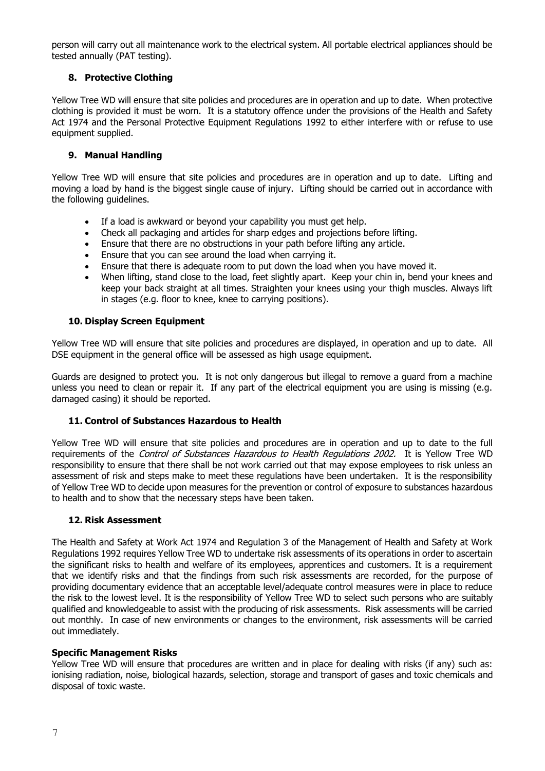person will carry out all maintenance work to the electrical system. All portable electrical appliances should be tested annually (PAT testing).

### 8. Protective Clothing

Yellow Tree WD will ensure that site policies and procedures are in operation and up to date. When protective clothing is provided it must be worn. It is a statutory offence under the provisions of the Health and Safety Act 1974 and the Personal Protective Equipment Regulations 1992 to either interfere with or refuse to use equipment supplied.

### 9. Manual Handling

Yellow Tree WD will ensure that site policies and procedures are in operation and up to date. Lifting and moving a load by hand is the biggest single cause of injury. Lifting should be carried out in accordance with the following guidelines.

- If a load is awkward or beyond your capability you must get help.
- Check all packaging and articles for sharp edges and projections before lifting.
- Ensure that there are no obstructions in your path before lifting any article.
- Ensure that you can see around the load when carrying it.
- Ensure that there is adequate room to put down the load when you have moved it.
- When lifting, stand close to the load, feet slightly apart. Keep your chin in, bend your knees and keep your back straight at all times. Straighten your knees using your thigh muscles. Always lift in stages (e.g. floor to knee, knee to carrying positions).

### 10. Display Screen Equipment

Yellow Tree WD will ensure that site policies and procedures are displayed, in operation and up to date. All DSE equipment in the general office will be assessed as high usage equipment.

Guards are designed to protect you. It is not only dangerous but illegal to remove a guard from a machine unless you need to clean or repair it. If any part of the electrical equipment you are using is missing (e.g. damaged casing) it should be reported.

### 11. Control of Substances Hazardous to Health

Yellow Tree WD will ensure that site policies and procedures are in operation and up to date to the full requirements of the *Control of Substances Hazardous to Health Regulations 2002.* It is Yellow Tree WD responsibility to ensure that there shall be not work carried out that may expose employees to risk unless an assessment of risk and steps make to meet these regulations have been undertaken. It is the responsibility of Yellow Tree WD to decide upon measures for the prevention or control of exposure to substances hazardous to health and to show that the necessary steps have been taken.

### 12. Risk Assessment

The Health and Safety at Work Act 1974 and Regulation 3 of the Management of Health and Safety at Work Regulations 1992 requires Yellow Tree WD to undertake risk assessments of its operations in order to ascertain the significant risks to health and welfare of its employees, apprentices and customers. It is a requirement that we identify risks and that the findings from such risk assessments are recorded, for the purpose of providing documentary evidence that an acceptable level/adequate control measures were in place to reduce the risk to the lowest level. It is the responsibility of Yellow Tree WD to select such persons who are suitably qualified and knowledgeable to assist with the producing of risk assessments. Risk assessments will be carried out monthly. In case of new environments or changes to the environment, risk assessments will be carried out immediately.

**Specific Management Risks**

Yellow Tree WD will ensure that procedures are written and in place for dealing with risks (if any) such as: ionising radiation, noise, biological hazards, selection, storage and transport of gases and toxic chemicals and disposal of toxic waste.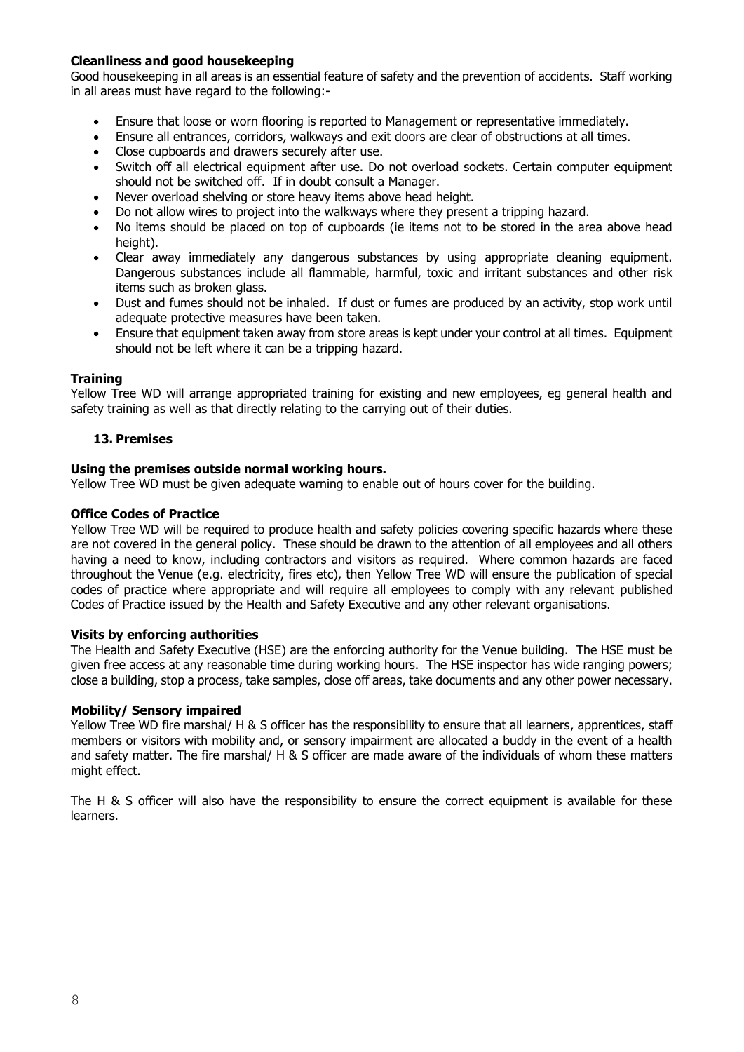**Cleanliness and good housekeeping**

Good housekeeping in all areas is an essential feature of safety and the prevention of accidents. Staff working in all areas must have regard to the following:-

- Ensure that loose or worn flooring is reported to Management or representative immediately.
- Ensure all entrances, corridors, walkways and exit doors are clear of obstructions at all times.
- Close cupboards and drawers securely after use.
- Switch off all electrical equipment after use. Do not overload sockets. Certain computer equipment should not be switched off. If in doubt consult a Manager.
- Never overload shelving or store heavy items above head height.
- Do not allow wires to project into the walkways where they present a tripping hazard.
- No items should be placed on top of cupboards (ie items not to be stored in the area above head height).
- Clear away immediately any dangerous substances by using appropriate cleaning equipment. Dangerous substances include all flammable, harmful, toxic and irritant substances and other risk items such as broken glass.
- Dust and fumes should not be inhaled. If dust or fumes are produced by an activity, stop work until adequate protective measures have been taken.
- Ensure that equipment taken away from store areas is kept under your control at all times. Equipment should not be left where it can be a tripping hazard.

**Training**

Yellow Tree WD will arrange appropriated training for existing and new employees, eg general health and safety training as well as that directly relating to the carrying out of their duties.

## 13. Premises

**Using the premises outside normal working hours.**

Yellow Tree WD must be given adequate warning to enable out of hours cover for the building.

**Office Codes of Practice**

Yellow Tree WD will be required to produce health and safety policies covering specific hazards where these are not covered in the general policy. These should be drawn to the attention of all employees and all others having a need to know, including contractors and visitors as required. Where common hazards are faced throughout the Venue (e.g. electricity, fires etc), then Yellow Tree WD will ensure the publication of special codes of practice where appropriate and will require all employees to comply with any relevant published Codes of Practice issued by the Health and Safety Executive and any other relevant organisations.

**Visits by enforcing authorities**

The Health and Safety Executive (HSE) are the enforcing authority for the Venue building. The HSE must be given free access at any reasonable time during working hours. The HSE inspector has wide ranging powers; close a building, stop a process, take samples, close off areas, take documents and any other power necessary.

**Mobility/ Sensory impaired**

Yellow Tree WD fire marshal/ H & S officer has the responsibility to ensure that all learners, apprentices, staff members or visitors with mobility and, or sensory impairment are allocated a buddy in the event of a health and safety matter. The fire marshal/ H & S officer are made aware of the individuals of whom these matters might effect.

The H & S officer will also have the responsibility to ensure the correct equipment is available for these learners.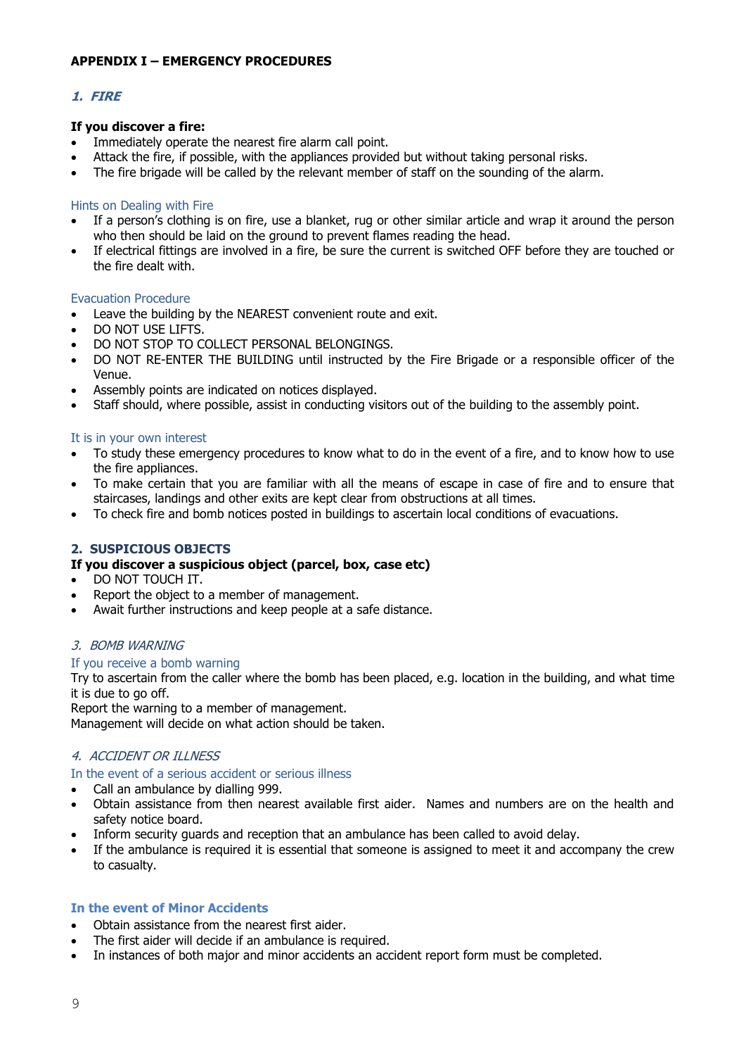## APPENDIX I – EMERGENCY PROCEDURES

### *1. FIRE*

**If you discover a fire:**

- Immediately operate the nearest fire alarm call point.
- Attack the fire, if possible, with the appliances provided but without taking personal risks.
- The fire brigade will be called by the relevant member of staff on the sounding of the alarm.

#### Hints on Dealing with Fire

- If a person's clothing is on fire, use a blanket, rug or other similar article and wrap it around the person who then should be laid on the ground to prevent flames reading the head.
- If electrical fittings are involved in a fire, be sure the current is switched OFF before they are touched or the fire dealt with.

#### Evacuation Procedure

- Leave the building by the NEAREST convenient route and exit.
- DO NOT USE LIFTS.
- DO NOT STOP TO COLLECT PERSONAL BELONGINGS.
- DO NOT RE-ENTER THE BUILDING until instructed by the Fire Brigade or a responsible officer of the Venue.
- Assembly points are indicated on notices displayed.
- Staff should, where possible, assist in conducting visitors out of the building to the assembly point.

#### It is in your own interest

- To study these emergency procedures to know what to do in the event of a fire, and to know how to use the fire appliances.
- To make certain that you are familiar with all the means of escape in case of fire and to ensure that staircases, landings and other exits are kept clear from obstructions at all times.
- To check fire and bomb notices posted in buildings to ascertain local conditions of evacuations.

### 2. SUSPICIOUS OBJECTS

**If you discover a suspicious object (parcel, box, case etc)**

- DO NOT TOUCH IT.
- Report the object to a member of management.
- Await further instructions and keep people at a safe distance.

### *3. BOMB WARNING*

#### If you receive a bomb warning

Try to ascertain from the caller where the bomb has been placed, e.g. location in the building, and what time it is due to go off.
Report the warning to a member of management.
Management will decide on what action should be taken.

### *4. ACCIDENT OR ILLNESS*

#### In the event of a serious accident or serious illness

- Call an ambulance by dialling 999.
- Obtain assistance from then nearest available first aider. Names and numbers are on the health and safety notice board.
- Inform security guards and reception that an ambulance has been called to avoid delay.
- If the ambulance is required it is essential that someone is assigned to meet it and accompany the crew to casualty.

#### **In the event of Minor Accidents**

- Obtain assistance from the nearest first aider.
- The first aider will decide if an ambulance is required.
- In instances of both major and minor accidents an accident report form must be completed.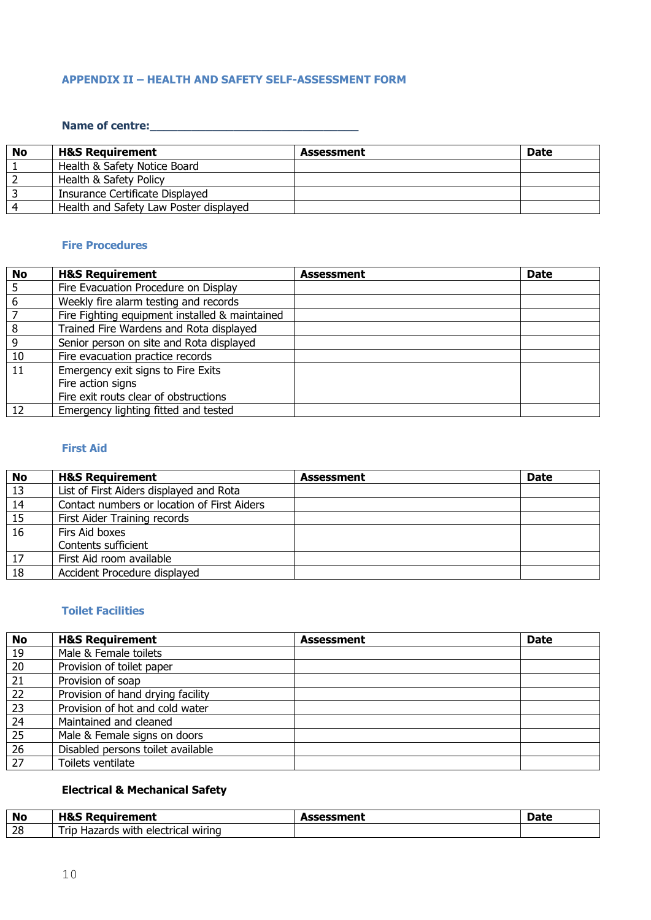## APPENDIX II – HEALTH AND SAFETY SELF-ASSESSMENT FORM

**Name of centre:________________________________**

| No | H&S Requirement | Assessment | Date |
|---|---|---|---|
| 1 | Health & Safety Notice Board | | |
| 2 | Health & Safety Policy | | |
| 3 | Insurance Certificate Displayed | | |
| 4 | Health and Safety Law Poster displayed | | |

### Fire Procedures

| No | H&S Requirement | Assessment | Date |
|---|---|---|---|
| 5 | Fire Evacuation Procedure on Display | | |
| 6 | Weekly fire alarm testing and records | | |
| 7 | Fire Fighting equipment installed & maintained | | |
| 8 | Trained Fire Wardens and Rota displayed | | |
| 9 | Senior person on site and Rota displayed | | |
| 10 | Fire evacuation practice records | | |
| 11 | Emergency exit signs to Fire Exits<br>Fire action signs<br>Fire exit routs clear of obstructions | | |
| 12 | Emergency lighting fitted and tested | | |

### First Aid

| No | H&S Requirement | Assessment | Date |
|---|---|---|---|
| 13 | List of First Aiders displayed and Rota | | |
| 14 | Contact numbers or location of First Aiders | | |
| 15 | First Aider Training records | | |
| 16 | Firs Aid boxes<br>Contents sufficient | | |
| 17 | First Aid room available | | |
| 18 | Accident Procedure displayed | | |

### Toilet Facilities

| No | H&S Requirement | Assessment | Date |
|---|---|---|---|
| 19 | Male & Female toilets | | |
| 20 | Provision of toilet paper | | |
| 21 | Provision of soap | | |
| 22 | Provision of hand drying facility | | |
| 23 | Provision of hot and cold water | | |
| 24 | Maintained and cleaned | | |
| 25 | Male & Female signs on doors | | |
| 26 | Disabled persons toilet available | | |
| 27 | Toilets ventilate | | |

### Electrical & Mechanical Safety

| No | H&S Requirement | Assessment | Date |
|---|---|---|---|
| 28 | Trip Hazards with electrical wiring | | |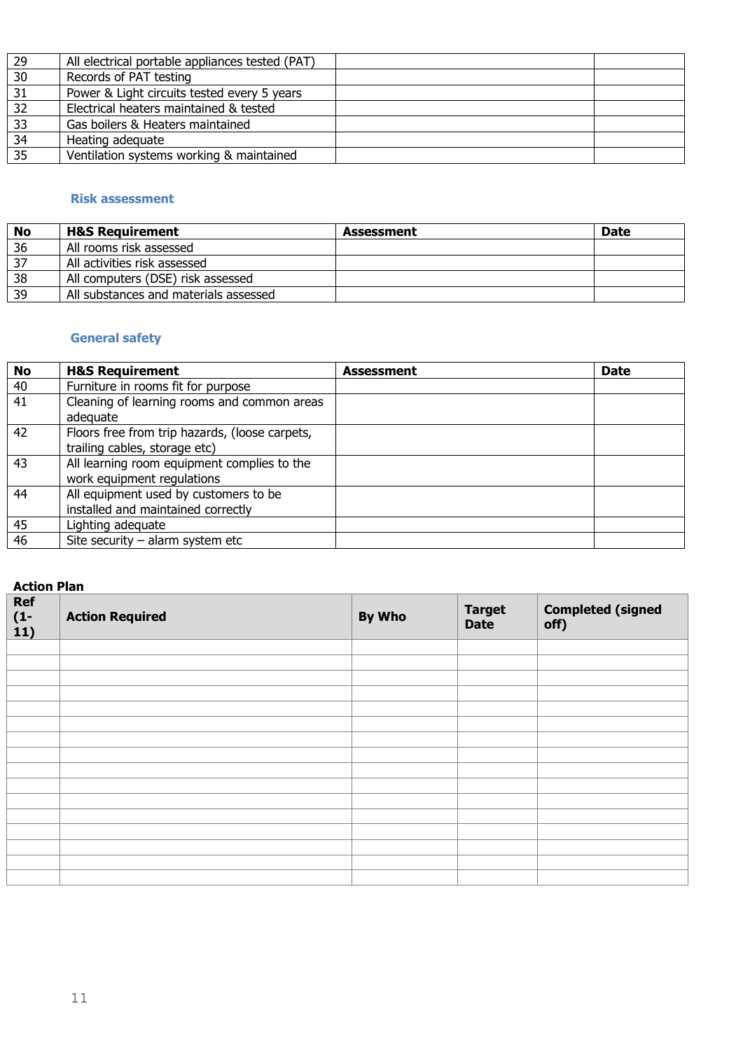| | | | |
|---|---|---|---|
| 29 | All electrical portable appliances tested (PAT) | | |
| 30 | Records of PAT testing | | |
| 31 | Power & Light circuits tested every 5 years | | |
| 32 | Electrical heaters maintained & tested | | |
| 33 | Gas boilers & Heaters maintained | | |
| 34 | Heating adequate | | |
| 35 | Ventilation systems working & maintained | | |

### Risk assessment

| No | H&S Requirement | Assessment | Date |
|---|---|---|---|
| 36 | All rooms risk assessed | | |
| 37 | All activities risk assessed | | |
| 38 | All computers (DSE) risk assessed | | |
| 39 | All substances and materials assessed | | |

### General safety

| No | H&S Requirement | Assessment | Date |
|---|---|---|---|
| 40 | Furniture in rooms fit for purpose | | |
| 41 | Cleaning of learning rooms and common areas adequate | | |
| 42 | Floors free from trip hazards, (loose carpets, trailing cables, storage etc) | | |
| 43 | All learning room equipment complies to the work equipment regulations | | |
| 44 | All equipment used by customers to be installed and maintained correctly | | |
| 45 | Lighting adequate | | |
| 46 | Site security – alarm system etc | | |

**Action Plan**

| Ref (1-11) | Action Required | By Who | Target Date | Completed (signed off) |
|---|---|---|---|---|
| | | | | |
| | | | | |
| | | | | |
| | | | | |
| | | | | |
| | | | | |
| | | | | |
| | | | | |
| | | | | |
| | | | | |
| | | | | |
| | | | | |
| | | | | |
| | | | | |
| | | | | |
| | | | | |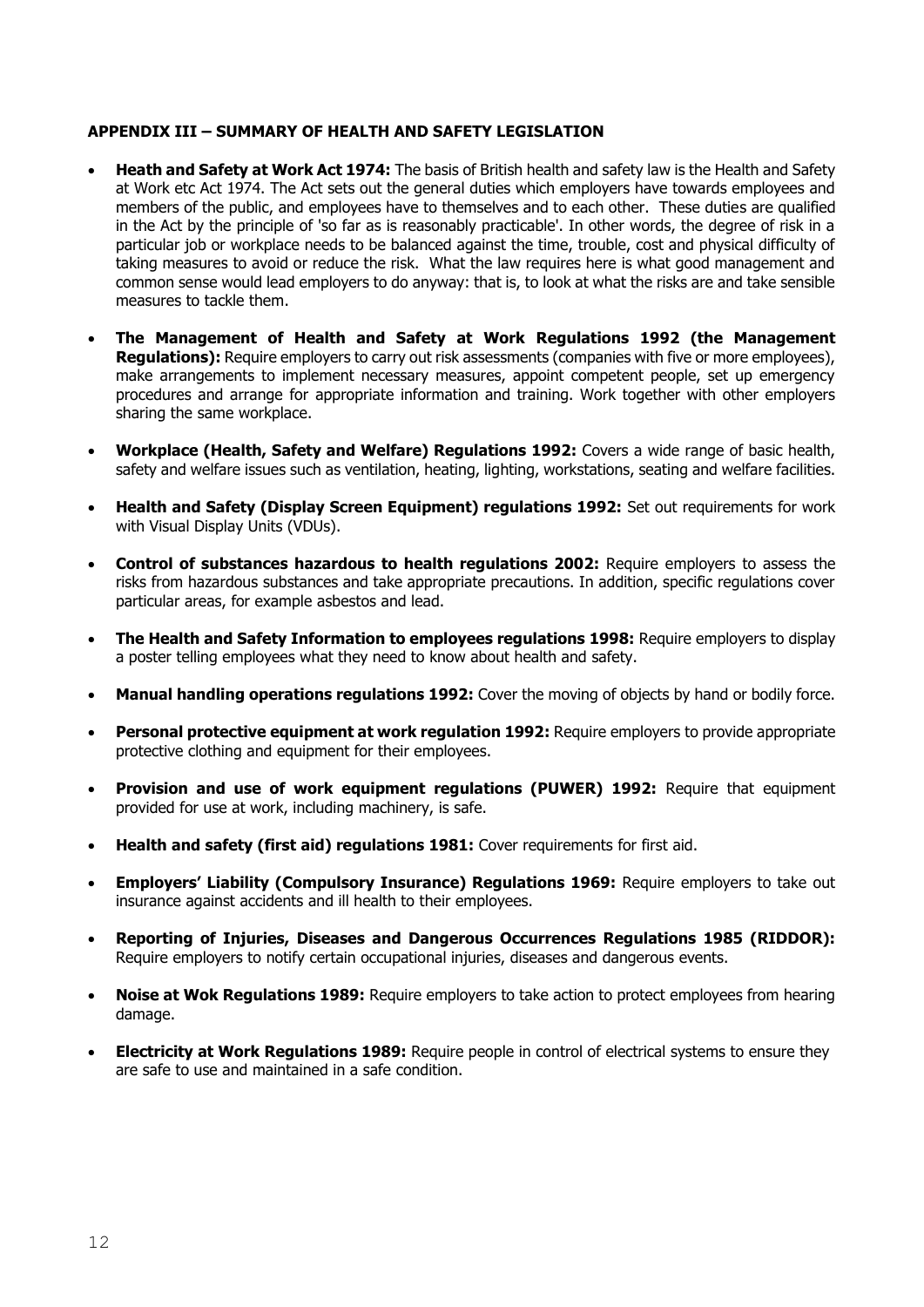### APPENDIX III – SUMMARY OF HEALTH AND SAFETY LEGISLATION

- **Heath and Safety at Work Act 1974:** The basis of British health and safety law is the Health and Safety at Work etc Act 1974. The Act sets out the general duties which employers have towards employees and members of the public, and employees have to themselves and to each other. These duties are qualified in the Act by the principle of 'so far as is reasonably practicable'. In other words, the degree of risk in a particular job or workplace needs to be balanced against the time, trouble, cost and physical difficulty of taking measures to avoid or reduce the risk. What the law requires here is what good management and common sense would lead employers to do anyway: that is, to look at what the risks are and take sensible measures to tackle them.
- **The Management of Health and Safety at Work Regulations 1992 (the Management Regulations):** Require employers to carry out risk assessments (companies with five or more employees), make arrangements to implement necessary measures, appoint competent people, set up emergency procedures and arrange for appropriate information and training. Work together with other employers sharing the same workplace.
- **Workplace (Health, Safety and Welfare) Regulations 1992:** Covers a wide range of basic health, safety and welfare issues such as ventilation, heating, lighting, workstations, seating and welfare facilities.
- **Health and Safety (Display Screen Equipment) regulations 1992:** Set out requirements for work with Visual Display Units (VDUs).
- **Control of substances hazardous to health regulations 2002:** Require employers to assess the risks from hazardous substances and take appropriate precautions. In addition, specific regulations cover particular areas, for example asbestos and lead.
- **The Health and Safety Information to employees regulations 1998:** Require employers to display a poster telling employees what they need to know about health and safety.
- **Manual handling operations regulations 1992:** Cover the moving of objects by hand or bodily force.
- **Personal protective equipment at work regulation 1992:** Require employers to provide appropriate protective clothing and equipment for their employees.
- **Provision and use of work equipment regulations (PUWER) 1992:** Require that equipment provided for use at work, including machinery, is safe.
- **Health and safety (first aid) regulations 1981:** Cover requirements for first aid.
- **Employers' Liability (Compulsory Insurance) Regulations 1969:** Require employers to take out insurance against accidents and ill health to their employees.
- **Reporting of Injuries, Diseases and Dangerous Occurrences Regulations 1985 (RIDDOR):** Require employers to notify certain occupational injuries, diseases and dangerous events.
- **Noise at Wok Regulations 1989:** Require employers to take action to protect employees from hearing damage.
- **Electricity at Work Regulations 1989:** Require people in control of electrical systems to ensure they are safe to use and maintained in a safe condition.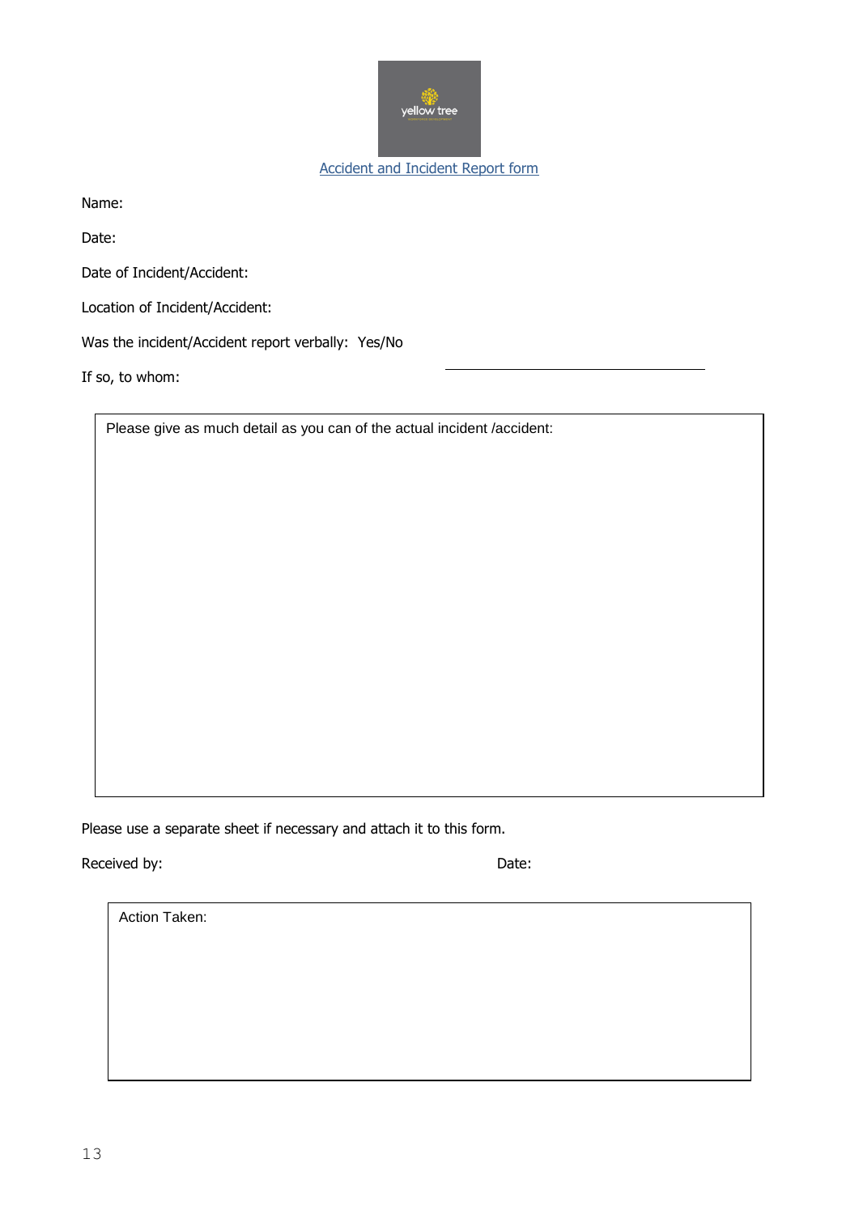# Accident and Incident Report form

Name:

Date:

Date of Incident/Accident:

Location of Incident/Accident:

Was the incident/Accident report verbally: Yes/No

If so, to whom:

Please give as much detail as you can of the actual incident /accident:

Please use a separate sheet if necessary and attach it to this form.

Received by: Date:

Action Taken: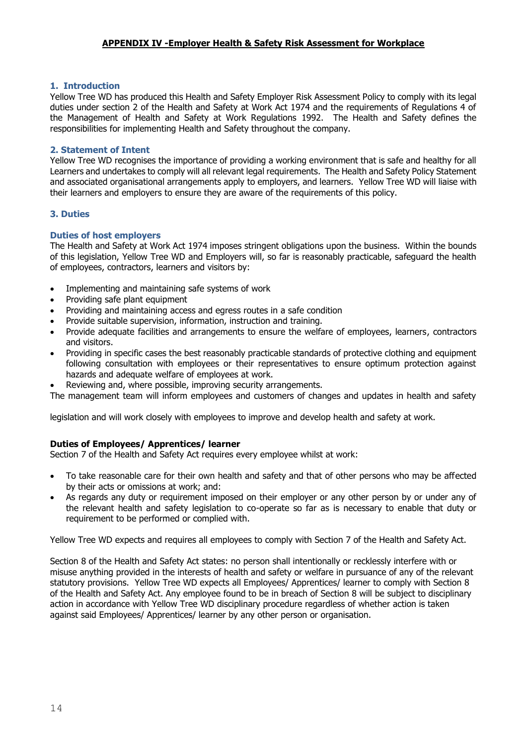## APPENDIX IV -Employer Health & Safety Risk Assessment for Workplace

### 1. Introduction

Yellow Tree WD has produced this Health and Safety Employer Risk Assessment Policy to comply with its legal duties under section 2 of the Health and Safety at Work Act 1974 and the requirements of Regulations 4 of the Management of Health and Safety at Work Regulations 1992. The Health and Safety defines the responsibilities for implementing Health and Safety throughout the company.

### 2. Statement of Intent

Yellow Tree WD recognises the importance of providing a working environment that is safe and healthy for all Learners and undertakes to comply will all relevant legal requirements. The Health and Safety Policy Statement and associated organisational arrangements apply to employers, and learners. Yellow Tree WD will liaise with their learners and employers to ensure they are aware of the requirements of this policy.

### 3. Duties

#### Duties of host employers

The Health and Safety at Work Act 1974 imposes stringent obligations upon the business. Within the bounds of this legislation, Yellow Tree WD and Employers will, so far is reasonably practicable, safeguard the health of employees, contractors, learners and visitors by:

- Implementing and maintaining safe systems of work
- Providing safe plant equipment
- Providing and maintaining access and egress routes in a safe condition
- Provide suitable supervision, information, instruction and training.
- Provide adequate facilities and arrangements to ensure the welfare of employees, learners, contractors and visitors.
- Providing in specific cases the best reasonably practicable standards of protective clothing and equipment following consultation with employees or their representatives to ensure optimum protection against hazards and adequate welfare of employees at work.
- Reviewing and, where possible, improving security arrangements.

The management team will inform employees and customers of changes and updates in health and safety legislation and will work closely with employees to improve and develop health and safety at work.

**Duties of Employees/ Apprentices/ learner**

Section 7 of the Health and Safety Act requires every employee whilst at work:

- To take reasonable care for their own health and safety and that of other persons who may be affected by their acts or omissions at work; and:
- As regards any duty or requirement imposed on their employer or any other person by or under any of the relevant health and safety legislation to co-operate so far as is necessary to enable that duty or requirement to be performed or complied with.

Yellow Tree WD expects and requires all employees to comply with Section 7 of the Health and Safety Act.

Section 8 of the Health and Safety Act states: no person shall intentionally or recklessly interfere with or misuse anything provided in the interests of health and safety or welfare in pursuance of any of the relevant statutory provisions. Yellow Tree WD expects all Employees/ Apprentices/ learner to comply with Section 8 of the Health and Safety Act. Any employee found to be in breach of Section 8 will be subject to disciplinary action in accordance with Yellow Tree WD disciplinary procedure regardless of whether action is taken against said Employees/ Apprentices/ learner by any other person or organisation.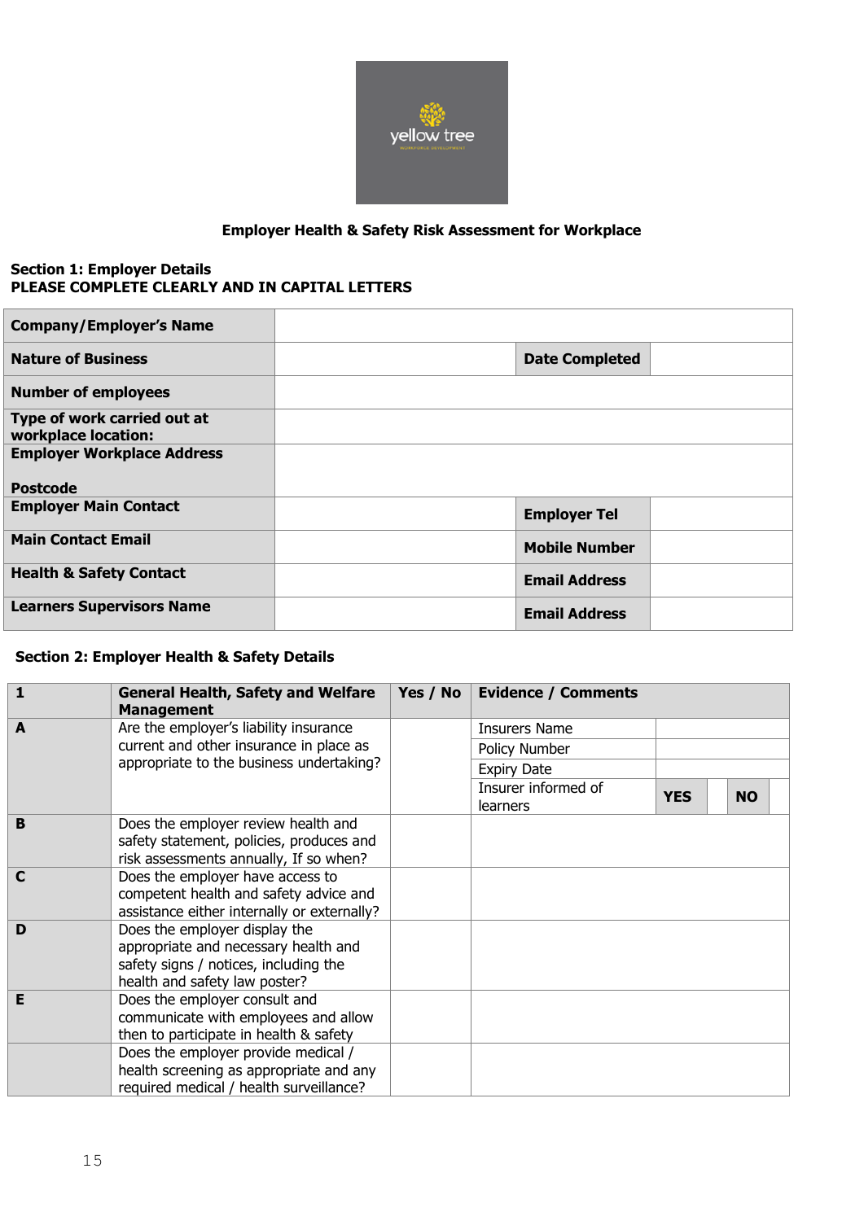**Employer Health & Safety Risk Assessment for Workplace**

**Section 1: Employer Details**
**PLEASE COMPLETE CLEARLY AND IN CAPITAL LETTERS**

| **Company/Employer's Name** | | | |
|---|---|---|---|
| **Nature of Business** | | **Date Completed** | |
| **Number of employees** | | | |
| **Type of work carried out at workplace location:** | | | |
| **Employer Workplace Address**<br><br>**Postcode** | | | |
| **Employer Main Contact** | | **Employer Tel** | |
| **Main Contact Email** | | **Mobile Number** | |
| **Health & Safety Contact** | | **Email Address** | |
| **Learners Supervisors Name** | | **Email Address** | |

**Section 2: Employer Health & Safety Details**

| **1** | **General Health, Safety and Welfare Management** | **Yes / No** | **Evidence / Comments** | | | | |
|---|---|---|---|---|---|---|---|
| **A** | Are the employer's liability insurance current and other insurance in place as appropriate to the business undertaking? | | Insurers Name | | | | |
| | | | Policy Number | | | | |
| | | | Expiry Date | | | | |
| | | | Insurer informed of learners | **YES** | | **NO** | |
| **B** | Does the employer review health and safety statement, policies, produces and risk assessments annually, If so when? | | | | | | |
| **C** | Does the employer have access to competent health and safety advice and assistance either internally or externally? | | | | | | |
| **D** | Does the employer display the appropriate and necessary health and safety signs / notices, including the health and safety law poster? | | | | | | |
| **E** | Does the employer consult and communicate with employees and allow then to participate in health & safety | | | | | | |
| | Does the employer provide medical / health screening as appropriate and any required medical / health surveillance? | | | | | | |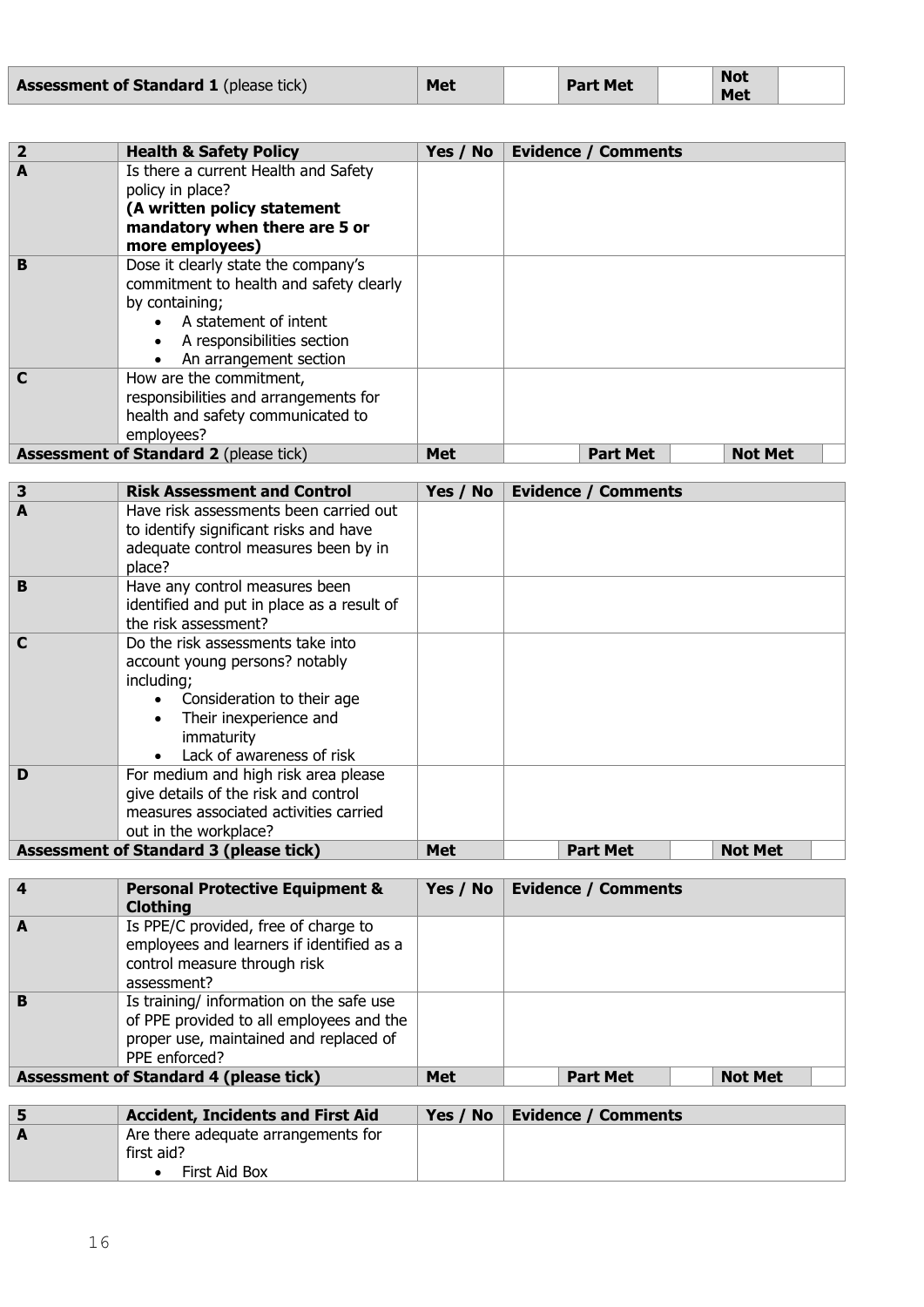| Assessment of Standard 1 (please tick) | Met | | Part Met | | Not Met | |
|---|---|---|---|---|---|---|

| 2 | Health & Safety Policy | Yes / No | Evidence / Comments |
|---|---|---|---|
| A | Is there a current Health and Safety policy in place? **(A written policy statement mandatory when there are 5 or more employees)** | | |
| B | Dose it clearly state the company's commitment to health and safety clearly by containing; <br>• A statement of intent <br>• A responsibilities section <br>• An arrangement section | | |
| C | How are the commitment, responsibilities and arrangements for health and safety communicated to employees? | | |
| **Assessment of Standard 2** (please tick) | | **Met** | | **Part Met** | | **Not Met** | |

| 3 | Risk Assessment and Control | Yes / No | Evidence / Comments |
|---|---|---|---|
| A | Have risk assessments been carried out to identify significant risks and have adequate control measures been by in place? | | |
| B | Have any control measures been identified and put in place as a result of the risk assessment? | | |
| C | Do the risk assessments take into account young persons? notably including; <br>• Consideration to their age <br>• Their inexperience and immaturity <br>• Lack of awareness of risk | | |
| D | For medium and high risk area please give details of the risk and control measures associated activities carried out in the workplace? | | |
| **Assessment of Standard 3 (please tick)** | | **Met** | | **Part Met** | | **Not Met** | |

| 4 | Personal Protective Equipment & Clothing | Yes / No | Evidence / Comments |
|---|---|---|---|
| A | Is PPE/C provided, free of charge to employees and learners if identified as a control measure through risk assessment? | | |
| B | Is training/ information on the safe use of PPE provided to all employees and the proper use, maintained and replaced of PPE enforced? | | |
| **Assessment of Standard 4 (please tick)** | | **Met** | | **Part Met** | | **Not Met** | |

| 5 | Accident, Incidents and First Aid | Yes / No | Evidence / Comments |
|---|---|---|---|
| A | Are there adequate arrangements for first aid? <br>• First Aid Box | | |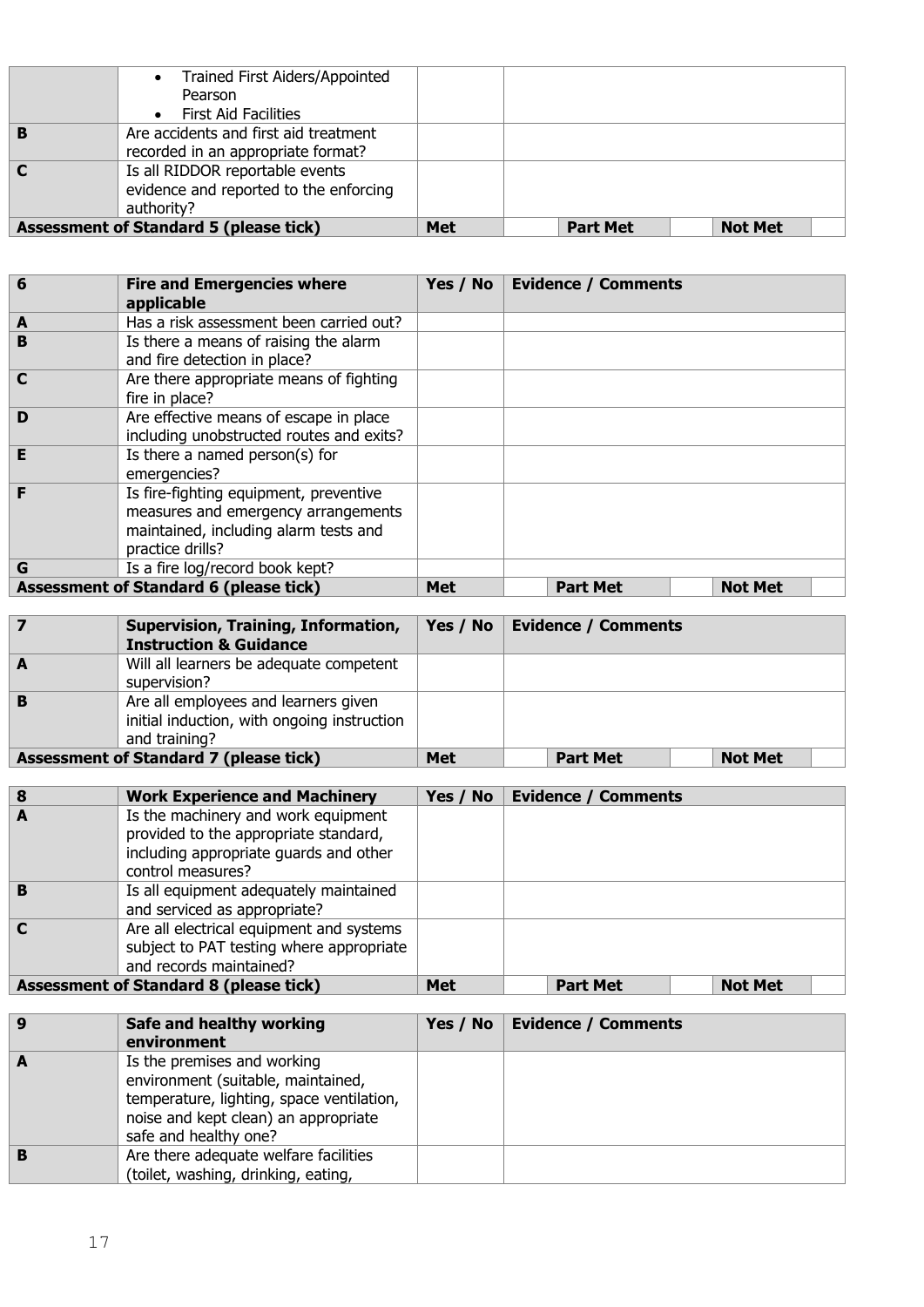| | • Trained First Aiders/Appointed Pearson<br>• First Aid Facilities | | |
|---|---|---|---|
| **B** | Are accidents and first aid treatment recorded in an appropriate format? | | |
| **C** | Is all RIDDOR reportable events evidence and reported to the enforcing authority? | | |
| **Assessment of Standard 5 (please tick)** | | **Met** | **Part Met** \| **Not Met** |

| **6** | **Fire and Emergencies where applicable** | **Yes / No** | **Evidence / Comments** |
|---|---|---|---|
| **A** | Has a risk assessment been carried out? | | |
| **B** | Is there a means of raising the alarm and fire detection in place? | | |
| **C** | Are there appropriate means of fighting fire in place? | | |
| **D** | Are effective means of escape in place including unobstructed routes and exits? | | |
| **E** | Is there a named person(s) for emergencies? | | |
| **F** | Is fire-fighting equipment, preventive measures and emergency arrangements maintained, including alarm tests and practice drills? | | |
| **G** | Is a fire log/record book kept? | | |
| **Assessment of Standard 6 (please tick)** | | **Met** | **Part Met** \| **Not Met** |

| **7** | **Supervision, Training, Information, Instruction & Guidance** | **Yes / No** | **Evidence / Comments** |
|---|---|---|---|
| **A** | Will all learners be adequate competent supervision? | | |
| **B** | Are all employees and learners given initial induction, with ongoing instruction and training? | | |
| **Assessment of Standard 7 (please tick)** | | **Met** | **Part Met** \| **Not Met** |

| **8** | **Work Experience and Machinery** | **Yes / No** | **Evidence / Comments** |
|---|---|---|---|
| **A** | Is the machinery and work equipment provided to the appropriate standard, including appropriate guards and other control measures? | | |
| **B** | Is all equipment adequately maintained and serviced as appropriate? | | |
| **C** | Are all electrical equipment and systems subject to PAT testing where appropriate and records maintained? | | |
| **Assessment of Standard 8 (please tick)** | | **Met** | **Part Met** \| **Not Met** |

| **9** | **Safe and healthy working environment** | **Yes / No** | **Evidence / Comments** |
|---|---|---|---|
| **A** | Is the premises and working environment (suitable, maintained, temperature, lighting, space ventilation, noise and kept clean) an appropriate safe and healthy one? | | |
| **B** | Are there adequate welfare facilities (toilet, washing, drinking, eating, | | |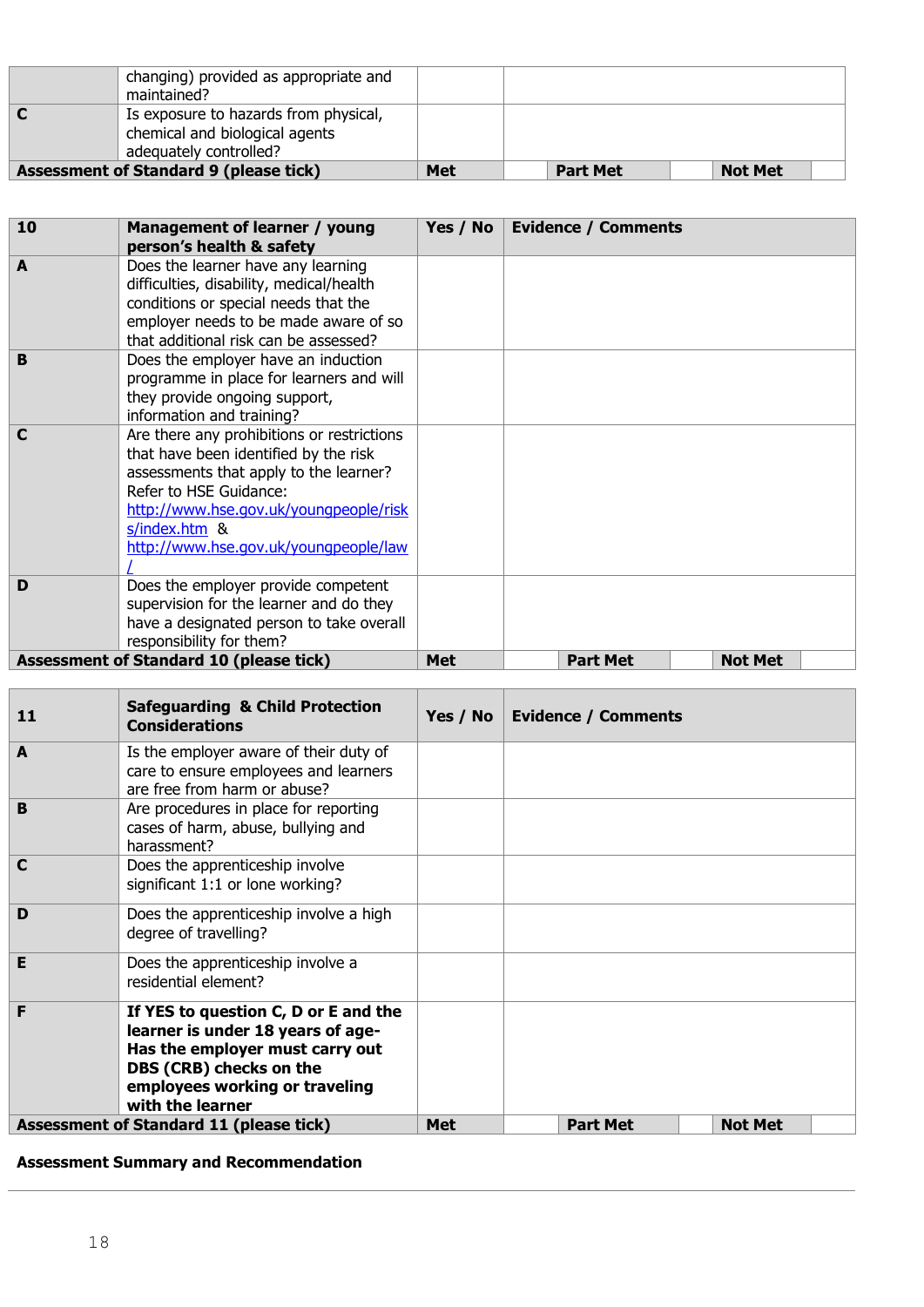|  | changing) provided as appropriate and maintained? |  |  |
|---|---|---|---|
| **C** | Is exposure to hazards from physical, chemical and biological agents adequately controlled? |  |  |
| **Assessment of Standard 9 (please tick)** |  | **Met** | **Part Met** / **Not Met** |

| **10** | **Management of learner / young person's health & safety** | **Yes / No** | **Evidence / Comments** |
|---|---|---|---|
| **A** | Does the learner have any learning difficulties, disability, medical/health conditions or special needs that the employer needs to be made aware of so that additional risk can be assessed? |  |  |
| **B** | Does the employer have an induction programme in place for learners and will they provide ongoing support, information and training? |  |  |
| **C** | Are there any prohibitions or restrictions that have been identified by the risk assessments that apply to the learner? Refer to HSE Guidance: http://www.hse.gov.uk/youngpeople/risks/index.htm & http://www.hse.gov.uk/youngpeople/law/ |  |  |
| **D** | Does the employer provide competent supervision for the learner and do they have a designated person to take overall responsibility for them? |  |  |
| **Assessment of Standard 10 (please tick)** |  | **Met** | **Part Met** / **Not Met** |

| **11** | **Safeguarding & Child Protection Considerations** | **Yes / No** | **Evidence / Comments** |
|---|---|---|---|
| **A** | Is the employer aware of their duty of care to ensure employees and learners are free from harm or abuse? |  |  |
| **B** | Are procedures in place for reporting cases of harm, abuse, bullying and harassment? |  |  |
| **C** | Does the apprenticeship involve significant 1:1 or lone working? |  |  |
| **D** | Does the apprenticeship involve a high degree of travelling? |  |  |
| **E** | Does the apprenticeship involve a residential element? |  |  |
| **F** | **If YES to question C, D or E and the learner is under 18 years of age-Has the employer must carry out DBS (CRB) checks on the employees working or traveling with the learner** |  |  |
| **Assessment of Standard 11 (please tick)** |  | **Met** | **Part Met** / **Not Met** |

**Assessment Summary and Recommendation**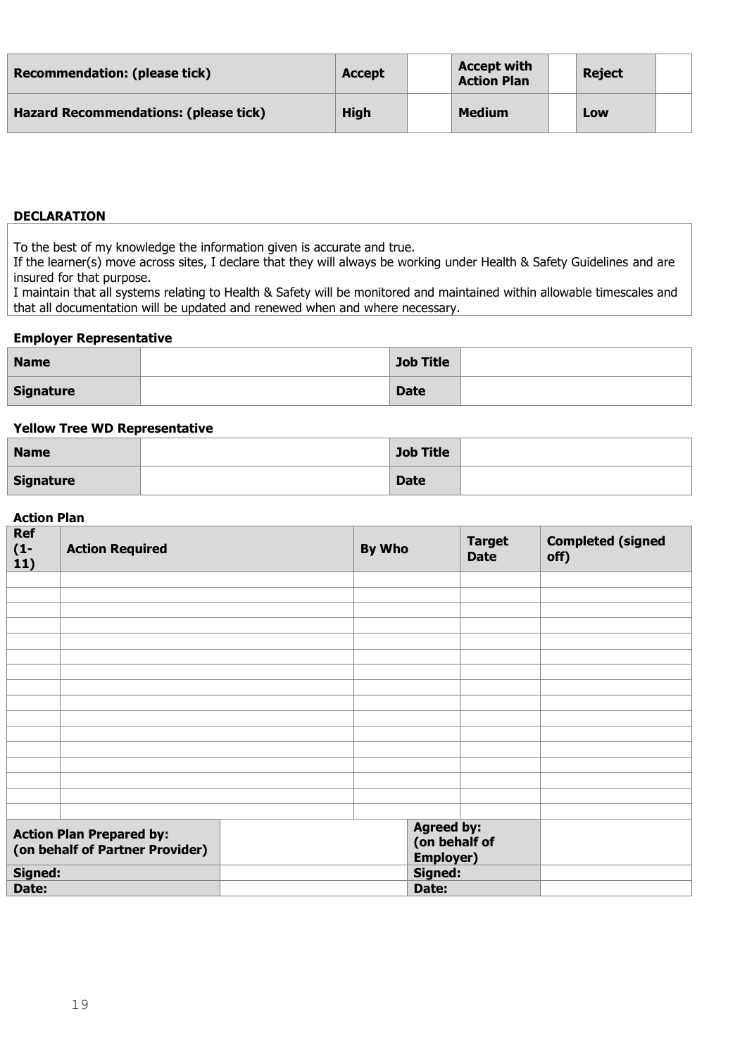| Recommendation: (please tick) | Accept | | Accept with Action Plan | | Reject | |
|---|---|---|---|---|---|---|
| **Hazard Recommendations: (please tick)** | **High** | | **Medium** | | **Low** | |

**DECLARATION**

To the best of my knowledge the information given is accurate and true.
If the learner(s) move across sites, I declare that they will always be working under Health & Safety Guidelines and are insured for that purpose.
I maintain that all systems relating to Health & Safety will be monitored and maintained within allowable timescales and that all documentation will be updated and renewed when and where necessary.

**Employer Representative**

| Name | | Job Title | |
|---|---|---|---|
| **Signature** | | **Date** | |

**Yellow Tree WD Representative**

| Name | | Job Title | |
|---|---|---|---|
| **Signature** | | **Date** | |

**Action Plan**

| Ref (1-11) | Action Required | By Who | Target Date | Completed (signed off) |
|---|---|---|---|---|
| | | | | |
| | | | | |
| | | | | |
| | | | | |
| | | | | |
| | | | | |
| | | | | |
| | | | | |
| | | | | |
| | | | | |
| | | | | |
| | | | | |
| | | | | |
| | | | | |
| | | | | |
| | | | | |

| Action Plan Prepared by: (on behalf of Partner Provider) | | Agreed by: (on behalf of Employer) | |
|---|---|---|---|
| **Signed:** | | **Signed:** | |
| **Date:** | | **Date:** | |